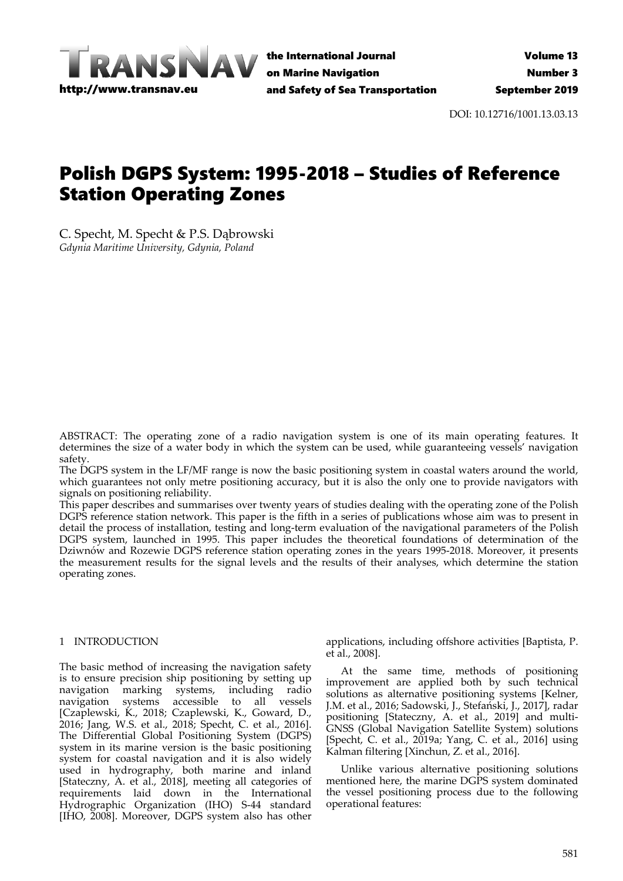DOI: 10.12716/1001.13.03.13

# Polish DGPS System: 1995-2018 – Studies of Reference Station Operating Zones

C. Specht, M. Specht & P.S. Dąbrowski
*Gdynia Maritime University, Gdynia, Poland*

ABSTRACT: The operating zone of a radio navigation system is one of its main operating features. It determines the size of a water body in which the system can be used, while guaranteeing vessels' navigation safety.
The DGPS system in the LF/MF range is now the basic positioning system in coastal waters around the world, which guarantees not only metre positioning accuracy, but it is also the only one to provide navigators with signals on positioning reliability.
This paper describes and summarises over twenty years of studies dealing with the operating zone of the Polish DGPS reference station network. This paper is the fifth in a series of publications whose aim was to present in detail the process of installation, testing and long-term evaluation of the navigational parameters of the Polish DGPS system, launched in 1995. This paper includes the theoretical foundations of determination of the Dziwnów and Rozewie DGPS reference station operating zones in the years 1995-2018. Moreover, it presents the measurement results for the signal levels and the results of their analyses, which determine the station operating zones.

## 1 INTRODUCTION

The basic method of increasing the navigation safety is to ensure precision ship positioning by setting up navigation marking systems, including radio navigation systems accessible to all vessels [Czaplewski, K., 2018; Czaplewski, K., Goward, D., 2016; Jang, W.S. et al., 2018; Specht, C. et al., 2016]. The Differential Global Positioning System (DGPS) system in its marine version is the basic positioning system for coastal navigation and it is also widely used in hydrography, both marine and inland [Stateczny, A. et al., 2018], meeting all categories of requirements laid down in the International Hydrographic Organization (IHO) S-44 standard [IHO, 2008]. Moreover, DGPS system also has other applications, including offshore activities [Baptista, P. et al., 2008].

At the same time, methods of positioning improvement are applied both by such technical solutions as alternative positioning systems [Kelner, J.M. et al., 2016; Sadowski, J., Stefański, J., 2017], radar positioning [Stateczny, A. et al., 2019] and multi-GNSS (Global Navigation Satellite System) solutions [Specht, C. et al., 2019a; Yang, C. et al., 2016] using Kalman filtering [Xinchun, Z. et al., 2016].

Unlike various alternative positioning solutions mentioned here, the marine DGPS system dominated the vessel positioning process due to the following operational features: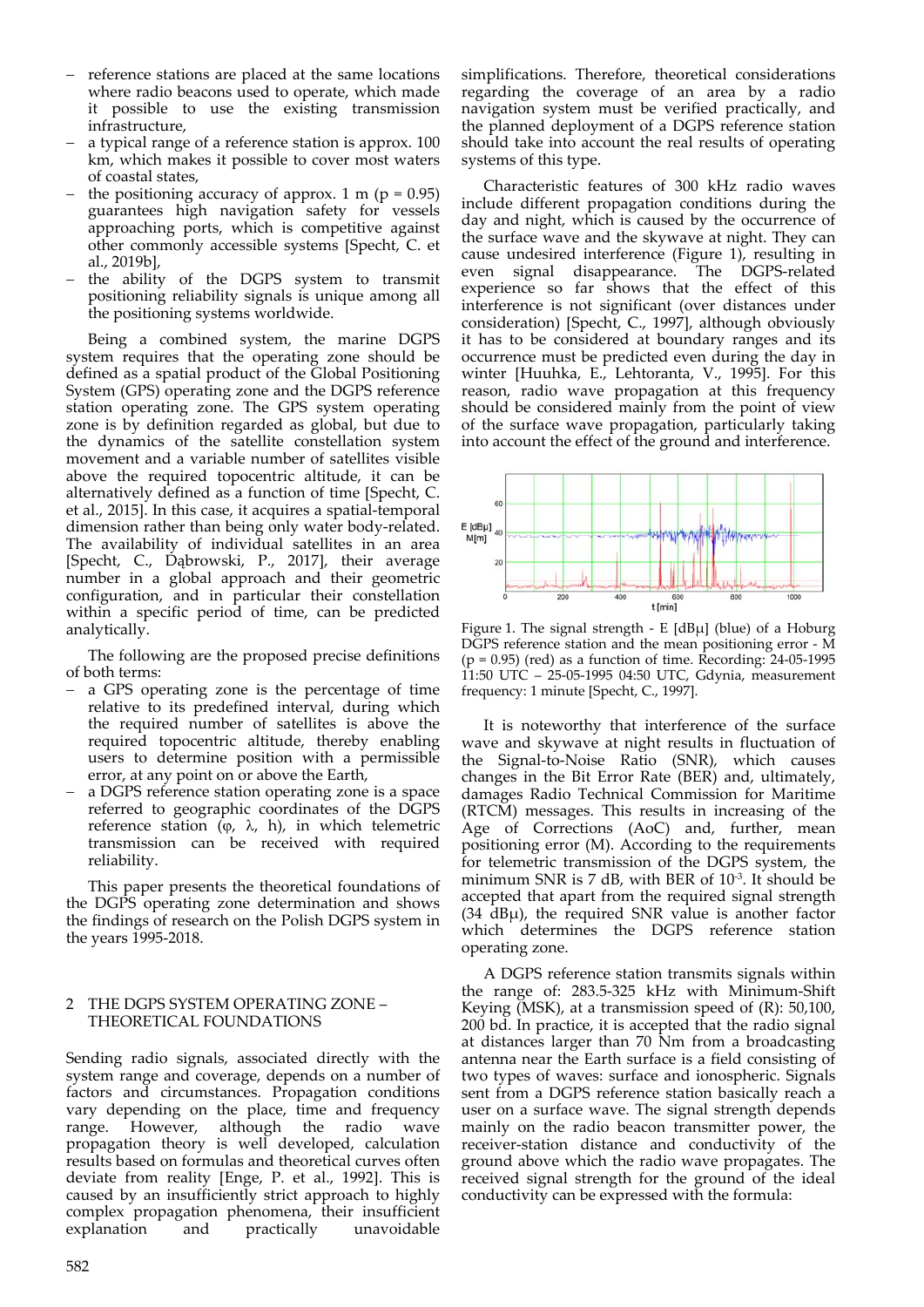- reference stations are placed at the same locations where radio beacons used to operate, which made it possible to use the existing transmission infrastructure,
- a typical range of a reference station is approx. 100 km, which makes it possible to cover most waters of coastal states,
- the positioning accuracy of approx. 1 m (p = 0.95) guarantees high navigation safety for vessels approaching ports, which is competitive against other commonly accessible systems [Specht, C. et al., 2019b],
- the ability of the DGPS system to transmit positioning reliability signals is unique among all the positioning systems worldwide.

Being a combined system, the marine DGPS system requires that the operating zone should be defined as a spatial product of the Global Positioning System (GPS) operating zone and the DGPS reference station operating zone. The GPS system operating zone is by definition regarded as global, but due to the dynamics of the satellite constellation system movement and a variable number of satellites visible above the required topocentric altitude, it can be alternatively defined as a function of time [Specht, C. et al., 2015]. In this case, it acquires a spatial-temporal dimension rather than being only water body-related. The availability of individual satellites in an area [Specht, C., Dąbrowski, P., 2017], their average number in a global approach and their geometric configuration, and in particular their constellation within a specific period of time, can be predicted analytically.

The following are the proposed precise definitions of both terms:

- a GPS operating zone is the percentage of time relative to its predefined interval, during which the required number of satellites is above the required topocentric altitude, thereby enabling users to determine position with a permissible error, at any point on or above the Earth,
- a DGPS reference station operating zone is a space referred to geographic coordinates of the DGPS reference station (φ, λ, h), in which telemetric transmission can be received with required reliability.

This paper presents the theoretical foundations of the DGPS operating zone determination and shows the findings of research on the Polish DGPS system in the years 1995-2018.

## 2 THE DGPS SYSTEM OPERATING ZONE – THEORETICAL FOUNDATIONS

Sending radio signals, associated directly with the system range and coverage, depends on a number of factors and circumstances. Propagation conditions vary depending on the place, time and frequency range. However, although the radio wave propagation theory is well developed, calculation results based on formulas and theoretical curves often deviate from reality [Enge, P. et al., 1992]. This is caused by an insufficiently strict approach to highly complex propagation phenomena, their insufficient explanation and practically unavoidable simplifications. Therefore, theoretical considerations regarding the coverage of an area by a radio navigation system must be verified practically, and the planned deployment of a DGPS reference station should take into account the real results of operating systems of this type.

Characteristic features of 300 kHz radio waves include different propagation conditions during the day and night, which is caused by the occurrence of the surface wave and the skywave at night. They can cause undesired interference (Figure 1), resulting in even signal disappearance. The DGPS-related experience so far shows that the effect of this interference is not significant (over distances under consideration) [Specht, C., 1997], although obviously it has to be considered at boundary ranges and its occurrence must be predicted even during the day in winter [Huuhka, E., Lehtoranta, V., 1995]. For this reason, radio wave propagation at this frequency should be considered mainly from the point of view of the surface wave propagation, particularly taking into account the effect of the ground and interference.

Figure 1. The signal strength - E [dBμ] (blue) of a Hoburg DGPS reference station and the mean positioning error - M (p = 0.95) (red) as a function of time. Recording: 24-05-1995 11:50 UTC – 25-05-1995 04:50 UTC, Gdynia, measurement frequency: 1 minute [Specht, C., 1997].

It is noteworthy that interference of the surface wave and skywave at night results in fluctuation of the Signal-to-Noise Ratio (SNR), which causes changes in the Bit Error Rate (BER) and, ultimately, damages Radio Technical Commission for Maritime (RTCM) messages. This results in increasing of the Age of Corrections (AoC) and, further, mean positioning error (M). According to the requirements for telemetric transmission of the DGPS system, the minimum SNR is 7 dB, with BER of $10^{-3}$. It should be accepted that apart from the required signal strength (34 dBμ), the required SNR value is another factor which determines the DGPS reference station operating zone.

A DGPS reference station transmits signals within the range of: 283.5-325 kHz with Minimum-Shift Keying (MSK), at a transmission speed of (R): 50,100, 200 bd. In practice, it is accepted that the radio signal at distances larger than 70 Nm from a broadcasting antenna near the Earth surface is a field consisting of two types of waves: surface and ionospheric. Signals sent from a DGPS reference station basically reach a user on a surface wave. The signal strength depends mainly on the radio beacon transmitter power, the receiver-station distance and conductivity of the ground above which the radio wave propagates. The received signal strength for the ground of the ideal conductivity can be expressed with the formula: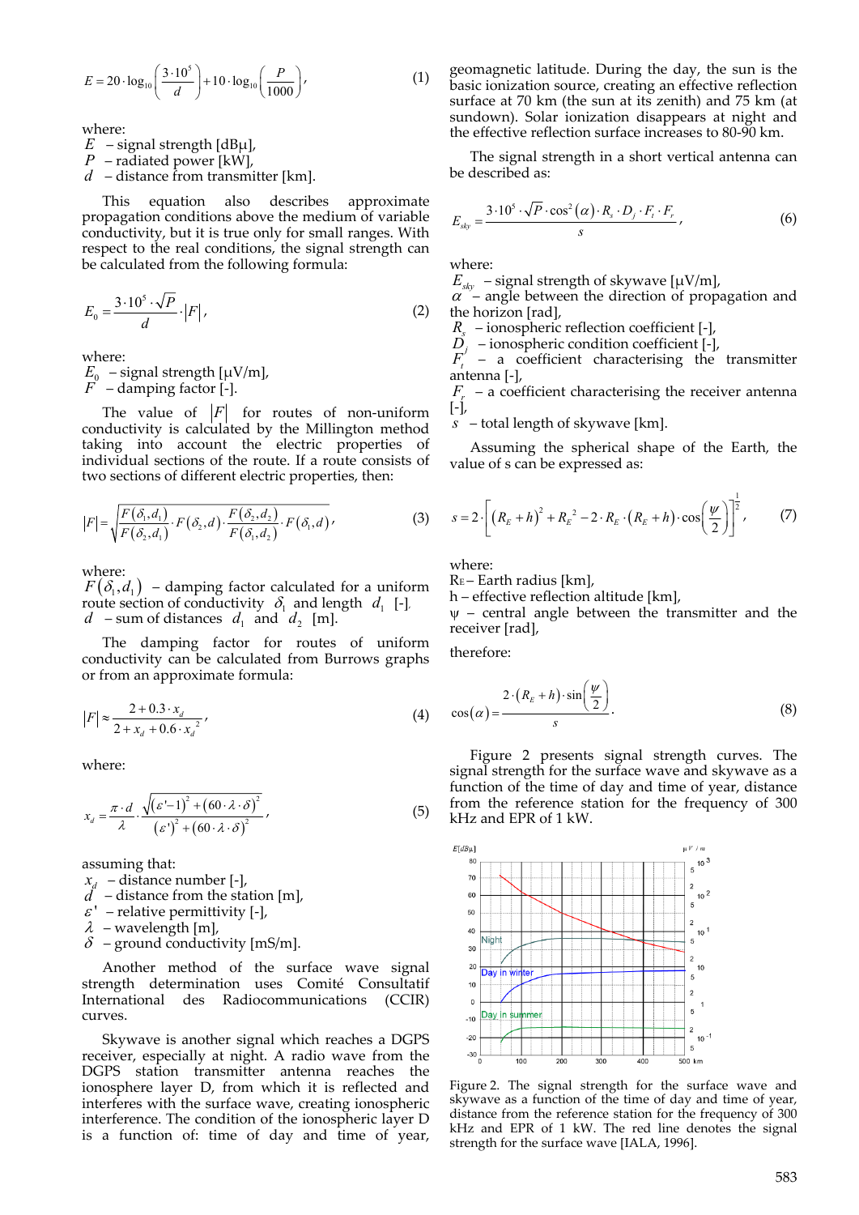$$E = 20 \cdot \log_{10}\left(\frac{3 \cdot 10^5}{d}\right) + 10 \cdot \log_{10}\left(\frac{P}{1000}\right), \qquad (1)$$

where:
$E$ – signal strength [dBμ],
$P$ – radiated power [kW],
$d$ – distance from transmitter [km].

This equation also describes approximate propagation conditions above the medium of variable conductivity, but it is true only for small ranges. With respect to the real conditions, the signal strength can be calculated from the following formula:

$$E_0 = \frac{3 \cdot 10^5 \cdot \sqrt{P}}{d} \cdot |F|, \qquad (2)$$

where:
$E_0$ – signal strength [μV/m],
$F$ – damping factor [-].

The value of $|F|$ for routes of non-uniform conductivity is calculated by the Millington method taking into account the electric properties of individual sections of the route. If a route consists of two sections of different electric properties, then:

$$|F| = \sqrt{\frac{F(\delta_1, d_1)}{F(\delta_2, d_1)} \cdot F(\delta_2, d) \cdot \frac{F(\delta_2, d_2)}{F(\delta_1, d_2)} \cdot F(\delta_1, d)}, \qquad (3)$$

where:
$F(\delta_1, d_1)$ – damping factor calculated for a uniform route section of conductivity $\delta_1$ and length $d_1$ [-],
$d$ – sum of distances $d_1$ and $d_2$ [m].

The damping factor for routes of uniform conductivity can be calculated from Burrows graphs or from an approximate formula:

$$|F| \approx \frac{2 + 0.3 \cdot x_d}{2 + x_d + 0.6 \cdot x_d^{\,2}}, \qquad (4)$$

where:

$$x_d = \frac{\pi \cdot d}{\lambda} \cdot \frac{\sqrt{(\varepsilon' - 1)^2 + (60 \cdot \lambda \cdot \delta)^2}}{(\varepsilon')^2 + (60 \cdot \lambda \cdot \delta)^2}, \qquad (5)$$

assuming that:
$x_d$ – distance number [-],
$d$ – distance from the station [m],
$\varepsilon'$ – relative permittivity [-],
$\lambda$ – wavelength [m],
$\delta$ – ground conductivity [mS/m].

Another method of the surface wave signal strength determination uses Comité Consultatif International des Radiocommunications (CCIR) curves.

Skywave is another signal which reaches a DGPS receiver, especially at night. A radio wave from the DGPS station transmitter antenna reaches the ionosphere layer D, from which it is reflected and interferes with the surface wave, creating ionospheric interference. The condition of the ionospheric layer D is a function of: time of day and time of year, geomagnetic latitude. During the day, the sun is the basic ionization source, creating an effective reflection surface at 70 km (the sun at its zenith) and 75 km (at sundown). Solar ionization disappears at night and the effective reflection surface increases to 80-90 km.

The signal strength in a short vertical antenna can be described as:

$$E_{sky} = \frac{3 \cdot 10^5 \cdot \sqrt{P} \cdot \cos^2(\alpha) \cdot R_s \cdot D_j \cdot F_t \cdot F_r}{s}, \qquad (6)$$

where:
$E_{sky}$ – signal strength of skywave [μV/m],
$\alpha$ – angle between the direction of propagation and the horizon [rad],
$R_s$ – ionospheric reflection coefficient [-],
$D_j$ – ionospheric condition coefficient [-],
$F_t$ – a coefficient characterising the transmitter antenna [-],
$F_r$ – a coefficient characterising the receiver antenna [-],
$s$ – total length of skywave [km].

Assuming the spherical shape of the Earth, the value of s can be expressed as:

$$s = 2 \cdot \left[(R_E + h)^2 + R_E^{\,2} - 2 \cdot R_E \cdot (R_E + h) \cdot \cos\left(\frac{\psi}{2}\right)\right]^{\frac{1}{2}}, \qquad (7)$$

where:
$R_E$ – Earth radius [km],
$h$ – effective reflection altitude [km],
$\psi$ – central angle between the transmitter and the receiver [rad],

therefore:

$$\cos(\alpha) = \frac{2 \cdot (R_E + h) \cdot \sin\left(\frac{\psi}{2}\right)}{s}. \qquad (8)$$

Figure 2 presents signal strength curves. The signal strength for the surface wave and skywave as a function of the time of day and time of year, distance from the reference station for the frequency of 300 kHz and EPR of 1 kW.

Figure 2. The signal strength for the surface wave and skywave as a function of the time of day and time of year, distance from the reference station for the frequency of 300 kHz and EPR of 1 kW. The red line denotes the signal strength for the surface wave [IALA, 1996].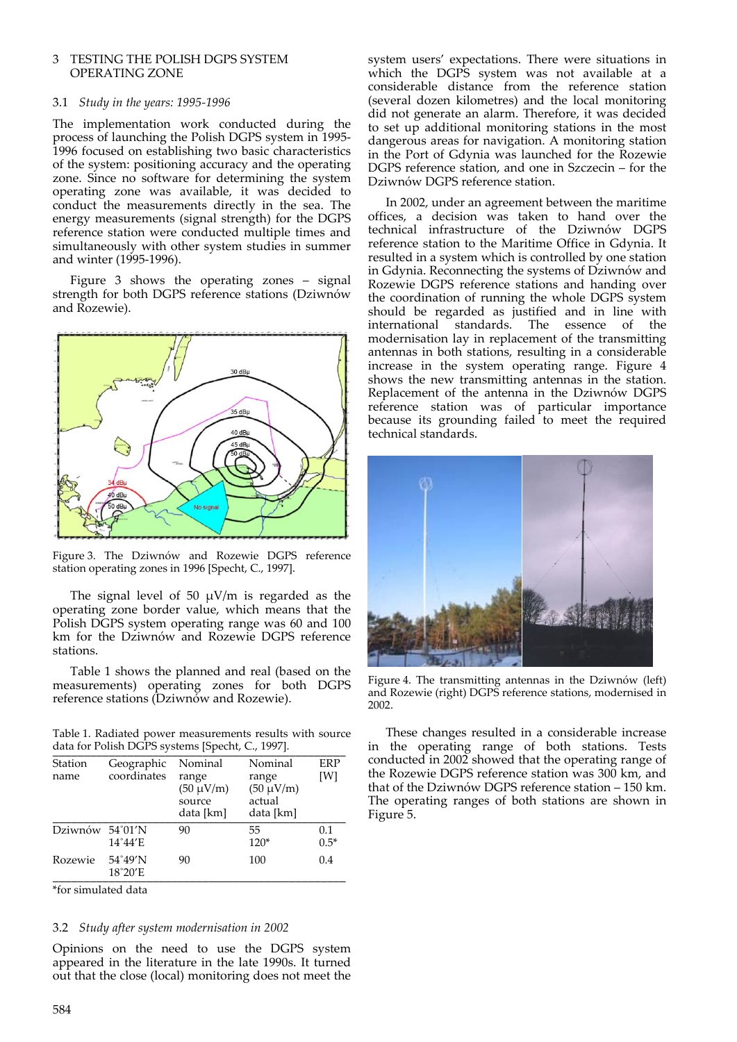## 3 TESTING THE POLISH DGPS SYSTEM OPERATING ZONE

### 3.1 *Study in the years: 1995-1996*

The implementation work conducted during the process of launching the Polish DGPS system in 1995-1996 focused on establishing two basic characteristics of the system: positioning accuracy and the operating zone. Since no software for determining the system operating zone was available, it was decided to conduct the measurements directly in the sea. The energy measurements (signal strength) for the DGPS reference station were conducted multiple times and simultaneously with other system studies in summer and winter (1995-1996).

Figure 3 shows the operating zones – signal strength for both DGPS reference stations (Dziwnów and Rozewie).

Figure 3. The Dziwnów and Rozewie DGPS reference station operating zones in 1996 [Specht, C., 1997].

The signal level of 50 μV/m is regarded as the operating zone border value, which means that the Polish DGPS system operating range was 60 and 100 km for the Dziwnów and Rozewie DGPS reference stations.

Table 1 shows the planned and real (based on the measurements) operating zones for both DGPS reference stations (Dziwnów and Rozewie).

Table 1. Radiated power measurements results with source data for Polish DGPS systems [Specht, C., 1997].

| Station name | Geographic coordinates | Nominal range (50 μV/m) source data [km] | Nominal range (50 μV/m) actual data [km] | ERP [W] |
|---|---|---|---|---|
| Dziwnów | 54°01'N 14°44'E | 90 | 55 120* | 0.1 0.5* |
| Rozewie | 54°49'N 18°20'E | 90 | 100 | 0.4 |

*for simulated data

### 3.2 *Study after system modernisation in 2002*

Opinions on the need to use the DGPS system appeared in the literature in the late 1990s. It turned out that the close (local) monitoring does not meet the system users' expectations. There were situations in which the DGPS system was not available at a considerable distance from the reference station (several dozen kilometres) and the local monitoring did not generate an alarm. Therefore, it was decided to set up additional monitoring stations in the most dangerous areas for navigation. A monitoring station in the Port of Gdynia was launched for the Rozewie DGPS reference station, and one in Szczecin – for the Dziwnów DGPS reference station.

In 2002, under an agreement between the maritime offices, a decision was taken to hand over the technical infrastructure of the Dziwnów DGPS reference station to the Maritime Office in Gdynia. It resulted in a system which is controlled by one station in Gdynia. Reconnecting the systems of Dziwnów and Rozewie DGPS reference stations and handing over the coordination of running the whole DGPS system should be regarded as justified and in line with international standards. The essence of the modernisation lay in replacement of the transmitting antennas in both stations, resulting in a considerable increase in the system operating range. Figure 4 shows the new transmitting antennas in the station. Replacement of the antenna in the Dziwnów DGPS reference station was of particular importance because its grounding failed to meet the required technical standards.

Figure 4. The transmitting antennas in the Dziwnów (left) and Rozewie (right) DGPS reference stations, modernised in 2002.

These changes resulted in a considerable increase in the operating range of both stations. Tests conducted in 2002 showed that the operating range of the Rozewie DGPS reference station was 300 km, and that of the Dziwnów DGPS reference station – 150 km. The operating ranges of both stations are shown in Figure 5.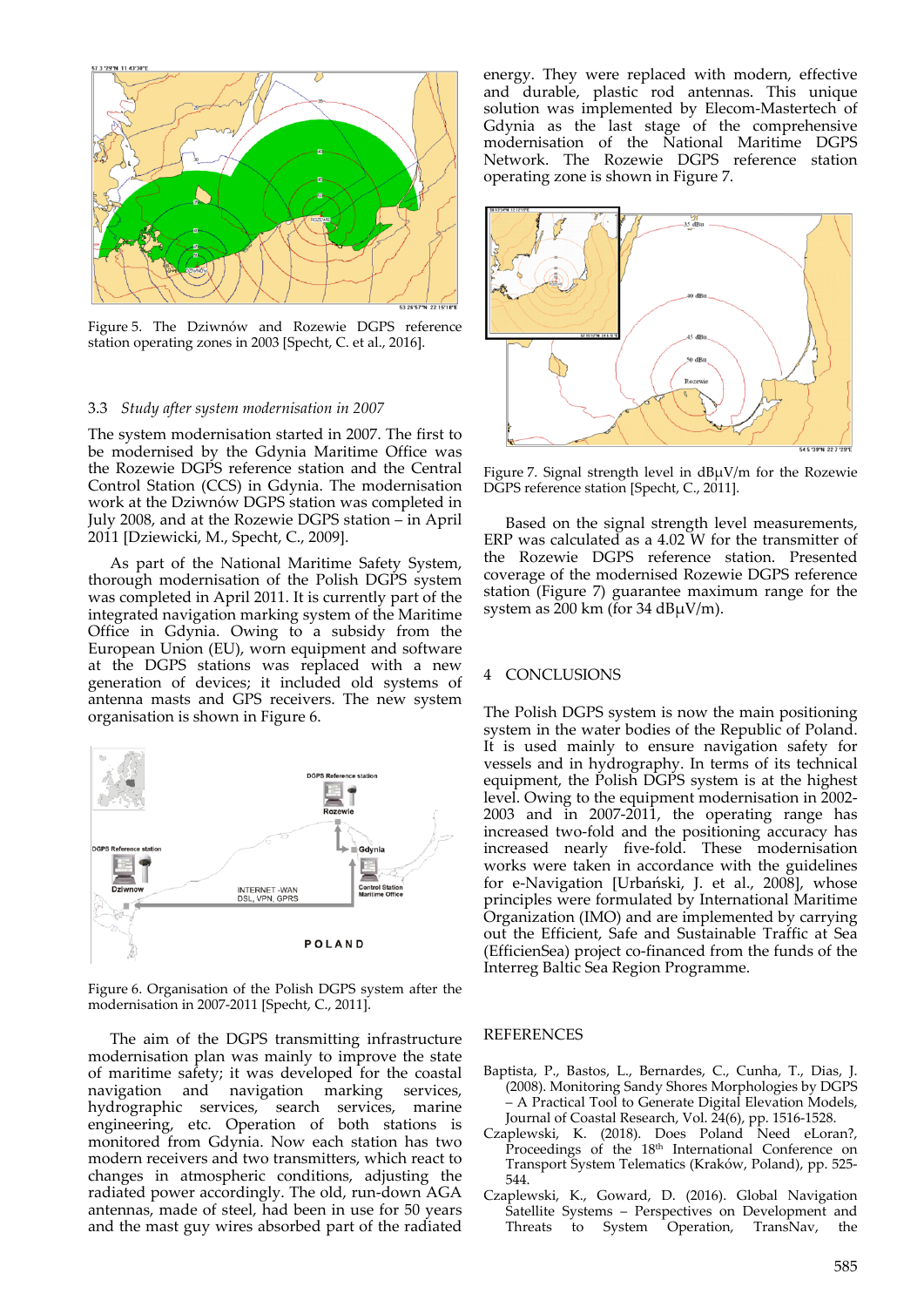Figure 5. The Dziwnów and Rozewie DGPS reference station operating zones in 2003 [Specht, C. et al., 2016].

### 3.3 *Study after system modernisation in 2007*

The system modernisation started in 2007. The first to be modernised by the Gdynia Maritime Office was the Rozewie DGPS reference station and the Central Control Station (CCS) in Gdynia. The modernisation work at the Dziwnów DGPS station was completed in July 2008, and at the Rozewie DGPS station – in April 2011 [Dziewicki, M., Specht, C., 2009].

As part of the National Maritime Safety System, thorough modernisation of the Polish DGPS system was completed in April 2011. It is currently part of the integrated navigation marking system of the Maritime Office in Gdynia. Owing to a subsidy from the European Union (EU), worn equipment and software at the DGPS stations was replaced with a new generation of devices; it included old systems of antenna masts and GPS receivers. The new system organisation is shown in Figure 6.

Figure 6. Organisation of the Polish DGPS system after the modernisation in 2007-2011 [Specht, C., 2011].

The aim of the DGPS transmitting infrastructure modernisation plan was mainly to improve the state of maritime safety; it was developed for the coastal navigation and navigation marking services, hydrographic services, search services, marine engineering, etc. Operation of both stations is monitored from Gdynia. Now each station has two modern receivers and two transmitters, which react to changes in atmospheric conditions, adjusting the radiated power accordingly. The old, run-down AGA antennas, made of steel, had been in use for 50 years and the mast guy wires absorbed part of the radiated energy. They were replaced with modern, effective and durable, plastic rod antennas. This unique solution was implemented by Elecom-Mastertech of Gdynia as the last stage of the comprehensive modernisation of the National Maritime DGPS Network. The Rozewie DGPS reference station operating zone is shown in Figure 7.

Figure 7. Signal strength level in dBμV/m for the Rozewie DGPS reference station [Specht, C., 2011].

Based on the signal strength level measurements, ERP was calculated as a 4.02 W for the transmitter of the Rozewie DGPS reference station. Presented coverage of the modernised Rozewie DGPS reference station (Figure 7) guarantee maximum range for the system as 200 km (for 34 dBμV/m).

## 4 CONCLUSIONS

The Polish DGPS system is now the main positioning system in the water bodies of the Republic of Poland. It is used mainly to ensure navigation safety for vessels and in hydrography. In terms of its technical equipment, the Polish DGPS system is at the highest level. Owing to the equipment modernisation in 2002-2003 and in 2007-2011, the operating range has increased two-fold and the positioning accuracy has increased nearly five-fold. These modernisation works were taken in accordance with the guidelines for e-Navigation [Urbański, J. et al., 2008], whose principles were formulated by International Maritime Organization (IMO) and are implemented by carrying out the Efficient, Safe and Sustainable Traffic at Sea (EfficienSea) project co-financed from the funds of the Interreg Baltic Sea Region Programme.

## REFERENCES

Baptista, P., Bastos, L., Bernardes, C., Cunha, T., Dias, J. (2008). Monitoring Sandy Shores Morphologies by DGPS – A Practical Tool to Generate Digital Elevation Models, Journal of Coastal Research, Vol. 24(6), pp. 1516-1528.

Czaplewski, K. (2018). Does Poland Need eLoran?, Proceedings of the 18th International Conference on Transport System Telematics (Kraków, Poland), pp. 525-544.

Czaplewski, K., Goward, D. (2016). Global Navigation Satellite Systems – Perspectives on Development and Threats to System Operation, TransNav, the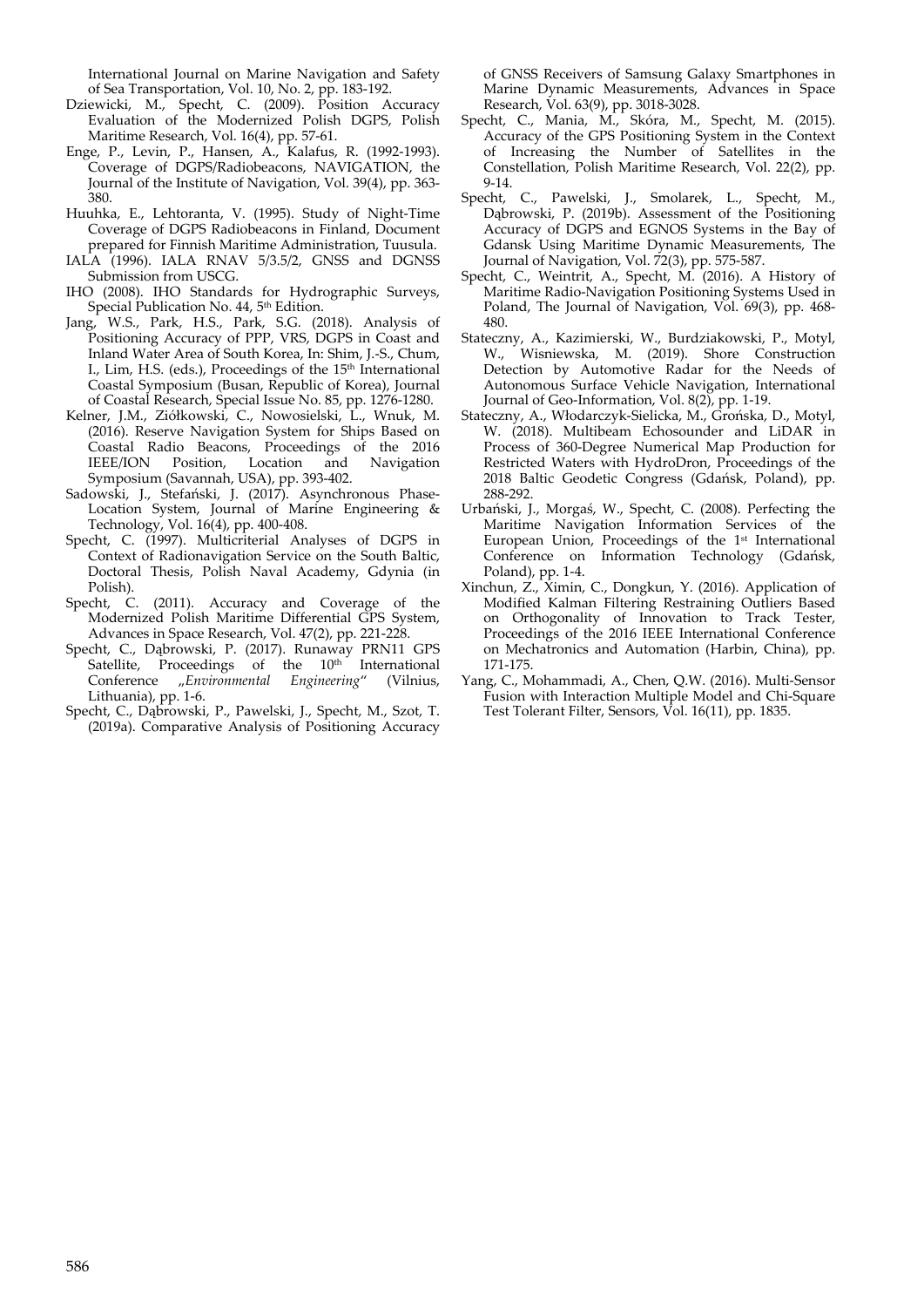International Journal on Marine Navigation and Safety of Sea Transportation, Vol. 10, No. 2, pp. 183-192.

Dziewicki, M., Specht, C. (2009). Position Accuracy Evaluation of the Modernized Polish DGPS, Polish Maritime Research, Vol. 16(4), pp. 57-61.

Enge, P., Levin, P., Hansen, A., Kalafus, R. (1992-1993). Coverage of DGPS/Radiobeacons, NAVIGATION, the Journal of the Institute of Navigation, Vol. 39(4), pp. 363-380.

Huuhka, E., Lehtoranta, V. (1995). Study of Night-Time Coverage of DGPS Radiobeacons in Finland, Document prepared for Finnish Maritime Administration, Tuusula.

IALA (1996). IALA RNAV 5/3.5/2, GNSS and DGNSS Submission from USCG.

IHO (2008). IHO Standards for Hydrographic Surveys, Special Publication No. 44, 5th Edition.

Jang, W.S., Park, H.S., Park, S.G. (2018). Analysis of Positioning Accuracy of PPP, VRS, DGPS in Coast and Inland Water Area of South Korea, In: Shim, J.-S., Chum, I., Lim, H.S. (eds.), Proceedings of the 15th International Coastal Symposium (Busan, Republic of Korea), Journal of Coastal Research, Special Issue No. 85, pp. 1276-1280.

Kelner, J.M., Ziółkowski, C., Nowosielski, L., Wnuk, M. (2016). Reserve Navigation System for Ships Based on Coastal Radio Beacons, Proceedings of the 2016 IEEE/ION Position, Location and Navigation Symposium (Savannah, USA), pp. 393-402.

Sadowski, J., Stefański, J. (2017). Asynchronous Phase-Location System, Journal of Marine Engineering & Technology, Vol. 16(4), pp. 400-408.

Specht, C. (1997). Multicriterial Analyses of DGPS in Context of Radionavigation Service on the South Baltic, Doctoral Thesis, Polish Naval Academy, Gdynia (in Polish).

Specht, C. (2011). Accuracy and Coverage of the Modernized Polish Maritime Differential GPS System, Advances in Space Research, Vol. 47(2), pp. 221-228.

Specht, C., Dąbrowski, P. (2017). Runaway PRN11 GPS Satellite, Proceedings of the 10th International Conference „*Environmental Engineering*" (Vilnius, Lithuania), pp. 1-6.

Specht, C., Dąbrowski, P., Pawelski, J., Specht, M., Szot, T. (2019a). Comparative Analysis of Positioning Accuracy of GNSS Receivers of Samsung Galaxy Smartphones in Marine Dynamic Measurements, Advances in Space Research, Vol. 63(9), pp. 3018-3028.

Specht, C., Mania, M., Skóra, M., Specht, M. (2015). Accuracy of the GPS Positioning System in the Context of Increasing the Number of Satellites in the Constellation, Polish Maritime Research, Vol. 22(2), pp. 9-14.

Specht, C., Pawelski, J., Smolarek, L., Specht, M., Dąbrowski, P. (2019b). Assessment of the Positioning Accuracy of DGPS and EGNOS Systems in the Bay of Gdansk Using Maritime Dynamic Measurements, The Journal of Navigation, Vol. 72(3), pp. 575-587.

Specht, C., Weintrit, A., Specht, M. (2016). A History of Maritime Radio-Navigation Positioning Systems Used in Poland, The Journal of Navigation, Vol. 69(3), pp. 468-480.

Stateczny, A., Kazimierski, W., Burdziakowski, P., Motyl, W., Wisniewska, M. (2019). Shore Construction Detection by Automotive Radar for the Needs of Autonomous Surface Vehicle Navigation, International Journal of Geo-Information, Vol. 8(2), pp. 1-19.

Stateczny, A., Włodarczyk-Sielicka, M., Grońska, D., Motyl, W. (2018). Multibeam Echosounder and LiDAR in Process of 360-Degree Numerical Map Production for Restricted Waters with HydroDron, Proceedings of the 2018 Baltic Geodetic Congress (Gdańsk, Poland), pp. 288-292.

Urbański, J., Morgaś, W., Specht, C. (2008). Perfecting the Maritime Navigation Information Services of the European Union, Proceedings of the 1st International Conference on Information Technology (Gdańsk, Poland), pp. 1-4.

Xinchun, Z., Ximin, C., Dongkun, Y. (2016). Application of Modified Kalman Filtering Restraining Outliers Based on Orthogonality of Innovation to Track Tester, Proceedings of the 2016 IEEE International Conference on Mechatronics and Automation (Harbin, China), pp. 171-175.

Yang, C., Mohammadi, A., Chen, Q.W. (2016). Multi-Sensor Fusion with Interaction Multiple Model and Chi-Square Test Tolerant Filter, Sensors, Vol. 16(11), pp. 1835.